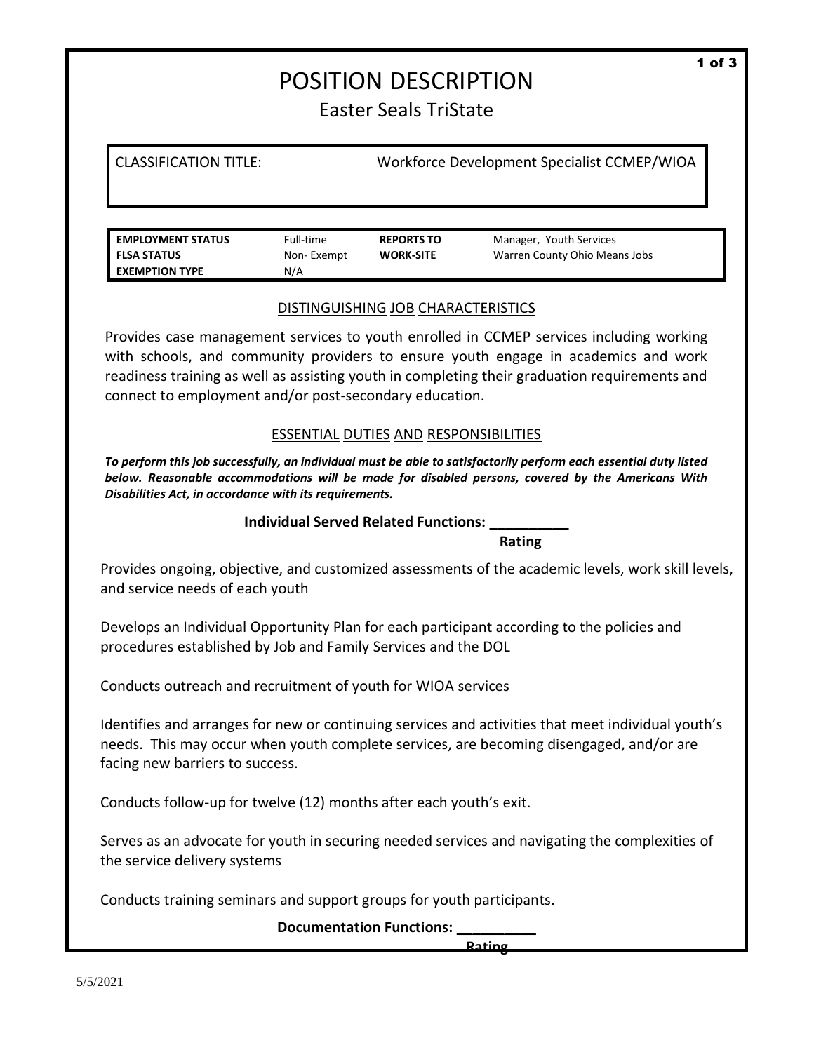# POSITION DESCRIPTION

## Easter Seals TriState

| CLASSIFICATION TITLE: | Workforce Development Specialist CCMEP/WIOA |
|---|---|

| | | | |
|---|---|---|---|
| **EMPLOYMENT STATUS** | Full-time | **REPORTS TO** | Manager, Youth Services |
| **FLSA STATUS** | Non- Exempt | **WORK-SITE** | Warren County Ohio Means Jobs |
| **EXEMPTION TYPE** | N/A | | |

### DISTINGUISHING JOB CHARACTERISTICS

Provides case management services to youth enrolled in CCMEP services including working with schools, and community providers to ensure youth engage in academics and work readiness training as well as assisting youth in completing their graduation requirements and connect to employment and/or post-secondary education.

### ESSENTIAL DUTIES AND RESPONSIBILITIES

***To perform this job successfully, an individual must be able to satisfactorily perform each essential duty listed below. Reasonable accommodations will be made for disabled persons, covered by the Americans With Disabilities Act, in accordance with its requirements.***

**Individual Served Related Functions: __________**
**Rating**

Provides ongoing, objective, and customized assessments of the academic levels, work skill levels, and service needs of each youth

Develops an Individual Opportunity Plan for each participant according to the policies and procedures established by Job and Family Services and the DOL

Conducts outreach and recruitment of youth for WIOA services

Identifies and arranges for new or continuing services and activities that meet individual youth's needs. This may occur when youth complete services, are becoming disengaged, and/or are facing new barriers to success.

Conducts follow-up for twelve (12) months after each youth's exit.

Serves as an advocate for youth in securing needed services and navigating the complexities of the service delivery systems

Conducts training seminars and support groups for youth participants.

**Documentation Functions: __________**
**Rating**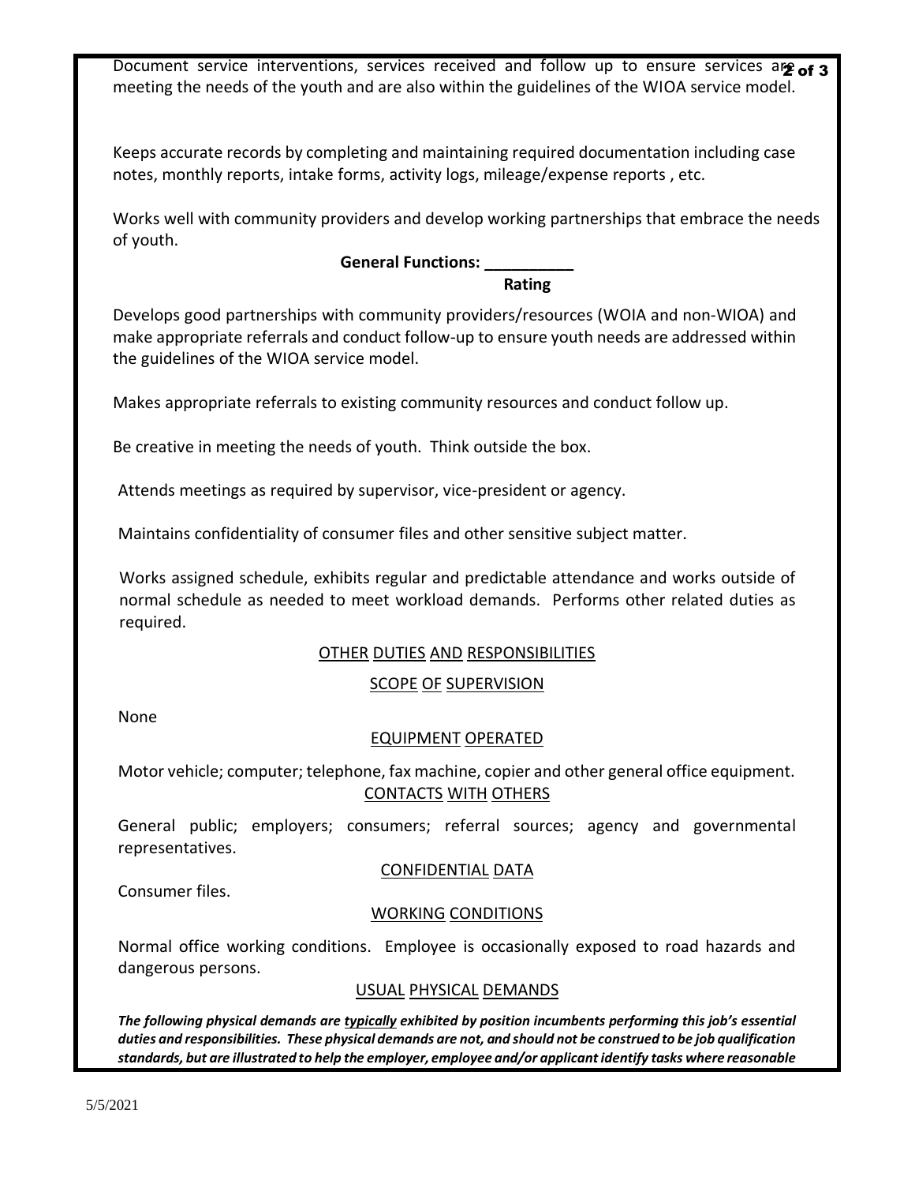Document service interventions, services received and follow up to ensure services are meeting the needs of the youth and are also within the guidelines of the WIOA service model.

Keeps accurate records by completing and maintaining required documentation including case notes, monthly reports, intake forms, activity logs, mileage/expense reports , etc.

Works well with community providers and develop working partnerships that embrace the needs of youth.

**General Functions: __________**
**Rating**

Develops good partnerships with community providers/resources (WOIA and non-WIOA) and make appropriate referrals and conduct follow-up to ensure youth needs are addressed within the guidelines of the WIOA service model.

Makes appropriate referrals to existing community resources and conduct follow up.

Be creative in meeting the needs of youth. Think outside the box.

Attends meetings as required by supervisor, vice-president or agency.

Maintains confidentiality of consumer files and other sensitive subject matter.

Works assigned schedule, exhibits regular and predictable attendance and works outside of normal schedule as needed to meet workload demands. Performs other related duties as required.

## OTHER DUTIES AND RESPONSIBILITIES

## SCOPE OF SUPERVISION

None

## EQUIPMENT OPERATED

Motor vehicle; computer; telephone, fax machine, copier and other general office equipment.

## CONTACTS WITH OTHERS

General public; employers; consumers; referral sources; agency and governmental representatives.

## CONFIDENTIAL DATA

Consumer files.

## WORKING CONDITIONS

Normal office working conditions. Employee is occasionally exposed to road hazards and dangerous persons.

## USUAL PHYSICAL DEMANDS

***The following physical demands are typically exhibited by position incumbents performing this job's essential duties and responsibilities. These physical demands are not, and should not be construed to be job qualification standards, but are illustrated to help the employer, employee and/or applicant identify tasks where reasonable***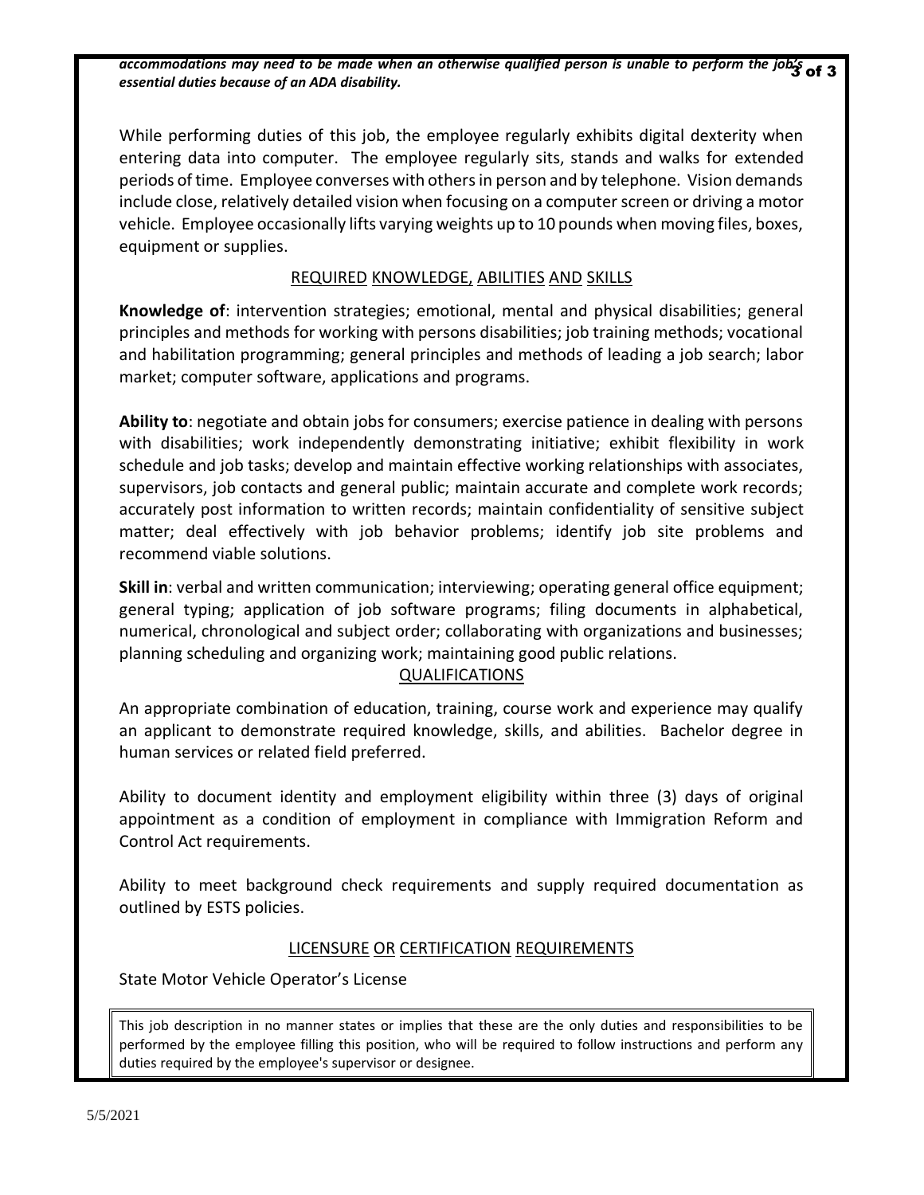***accommodations may need to be made when an otherwise qualified person is unable to perform the job's essential duties because of an ADA disability.***

While performing duties of this job, the employee regularly exhibits digital dexterity when entering data into computer. The employee regularly sits, stands and walks for extended periods of time. Employee converses with others in person and by telephone. Vision demands include close, relatively detailed vision when focusing on a computer screen or driving a motor vehicle. Employee occasionally lifts varying weights up to 10 pounds when moving files, boxes, equipment or supplies.

## REQUIRED KNOWLEDGE, ABILITIES AND SKILLS

**Knowledge of**: intervention strategies; emotional, mental and physical disabilities; general principles and methods for working with persons disabilities; job training methods; vocational and habilitation programming; general principles and methods of leading a job search; labor market; computer software, applications and programs.

**Ability to**: negotiate and obtain jobs for consumers; exercise patience in dealing with persons with disabilities; work independently demonstrating initiative; exhibit flexibility in work schedule and job tasks; develop and maintain effective working relationships with associates, supervisors, job contacts and general public; maintain accurate and complete work records; accurately post information to written records; maintain confidentiality of sensitive subject matter; deal effectively with job behavior problems; identify job site problems and recommend viable solutions.

**Skill in**: verbal and written communication; interviewing; operating general office equipment; general typing; application of job software programs; filing documents in alphabetical, numerical, chronological and subject order; collaborating with organizations and businesses; planning scheduling and organizing work; maintaining good public relations.

## QUALIFICATIONS

An appropriate combination of education, training, course work and experience may qualify an applicant to demonstrate required knowledge, skills, and abilities. Bachelor degree in human services or related field preferred.

Ability to document identity and employment eligibility within three (3) days of original appointment as a condition of employment in compliance with Immigration Reform and Control Act requirements.

Ability to meet background check requirements and supply required documentation as outlined by ESTS policies.

## LICENSURE OR CERTIFICATION REQUIREMENTS

State Motor Vehicle Operator's License

This job description in no manner states or implies that these are the only duties and responsibilities to be performed by the employee filling this position, who will be required to follow instructions and perform any duties required by the employee's supervisor or designee.

5/5/2021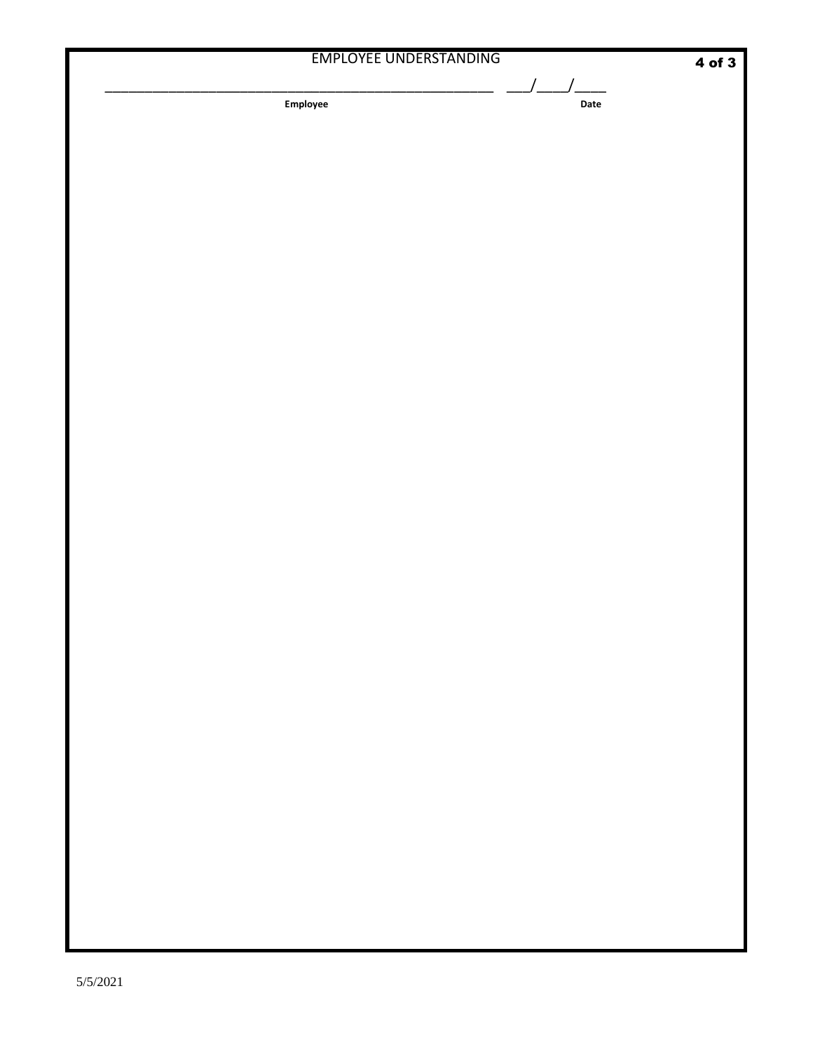EMPLOYEE UNDERSTANDING

_______________________________________________ ___/____/____

**Employee** **Date**